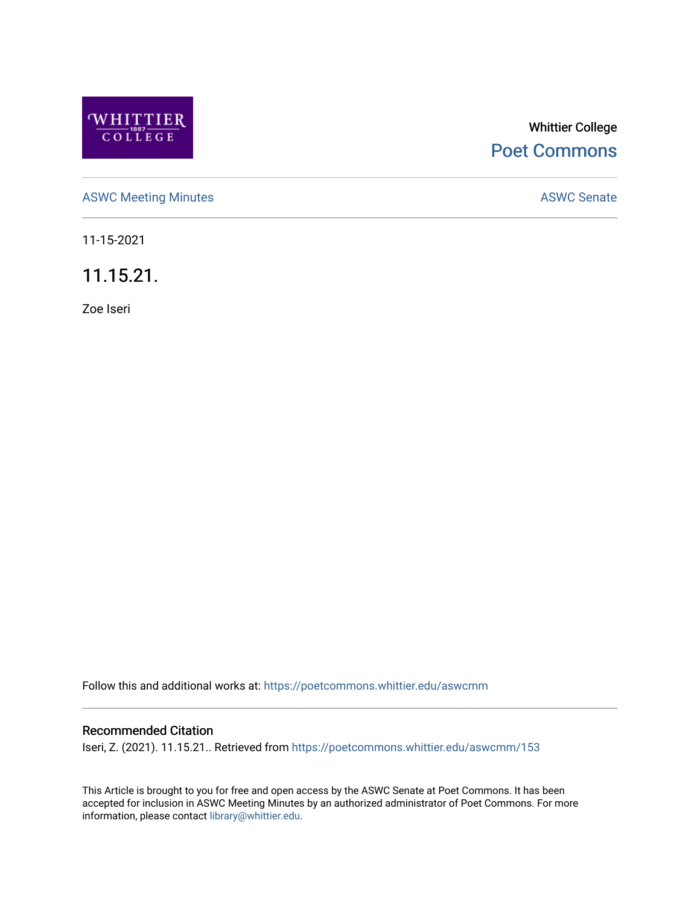Whittier College

Poet Commons

ASWC Meeting Minutes

ASWC Senate

11-15-2021

# 11.15.21.

Zoe Iseri

Follow this and additional works at: https://poetcommons.whittier.edu/aswcmm

## Recommended Citation

Iseri, Z. (2021). 11.15.21.. Retrieved from https://poetcommons.whittier.edu/aswcmm/153

This Article is brought to you for free and open access by the ASWC Senate at Poet Commons. It has been accepted for inclusion in ASWC Meeting Minutes by an authorized administrator of Poet Commons. For more information, please contact library@whittier.edu.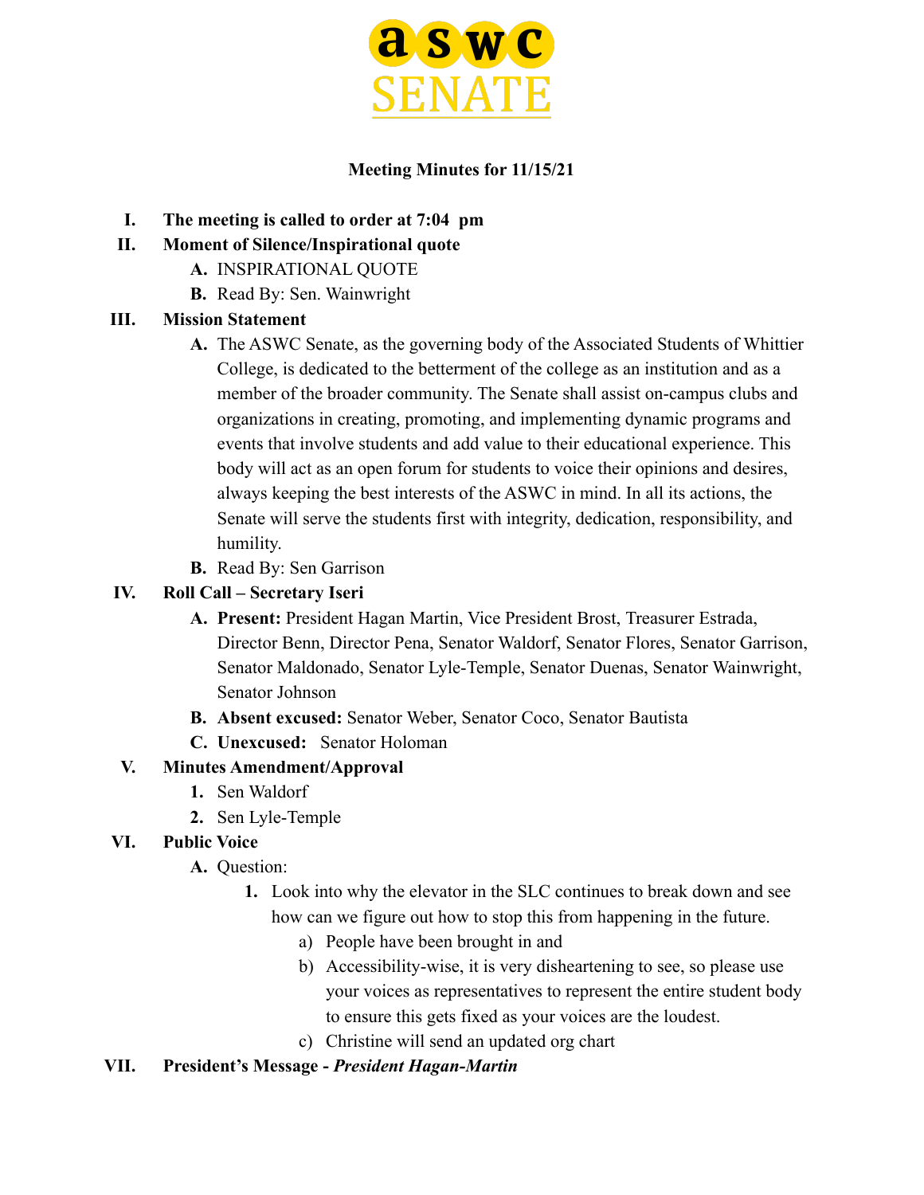**aswc SENATE**

**Meeting Minutes for 11/15/21**

I. **The meeting is called to order at 7:04 pm**

II. **Moment of Silence/Inspirational quote**
   - A. INSPIRATIONAL QUOTE
   - B. Read By: Sen. Wainwright

III. **Mission Statement**
   - A. The ASWC Senate, as the governing body of the Associated Students of Whittier College, is dedicated to the betterment of the college as an institution and as a member of the broader community. The Senate shall assist on-campus clubs and organizations in creating, promoting, and implementing dynamic programs and events that involve students and add value to their educational experience. This body will act as an open forum for students to voice their opinions and desires, always keeping the best interests of the ASWC in mind. In all its actions, the Senate will serve the students first with integrity, dedication, responsibility, and humility.
   - B. Read By: Sen Garrison

IV. **Roll Call – Secretary Iseri**
   - A. **Present:** President Hagan Martin, Vice President Brost, Treasurer Estrada, Director Benn, Director Pena, Senator Waldorf, Senator Flores, Senator Garrison, Senator Maldonado, Senator Lyle-Temple, Senator Duenas, Senator Wainwright, Senator Johnson
   - B. **Absent excused:** Senator Weber, Senator Coco, Senator Bautista
   - C. **Unexcused:** Senator Holoman

V. **Minutes Amendment/Approval**
   1. Sen Waldorf
   2. Sen Lyle-Temple

VI. **Public Voice**
   - A. Question:
     1. Look into why the elevator in the SLC continues to break down and see how can we figure out how to stop this from happening in the future.
        - a) People have been brought in and
        - b) Accessibility-wise, it is very disheartening to see, so please use your voices as representatives to represent the entire student body to ensure this gets fixed as your voices are the loudest.
        - c) Christine will send an updated org chart

VII. **President's Message - *President Hagan-Martin***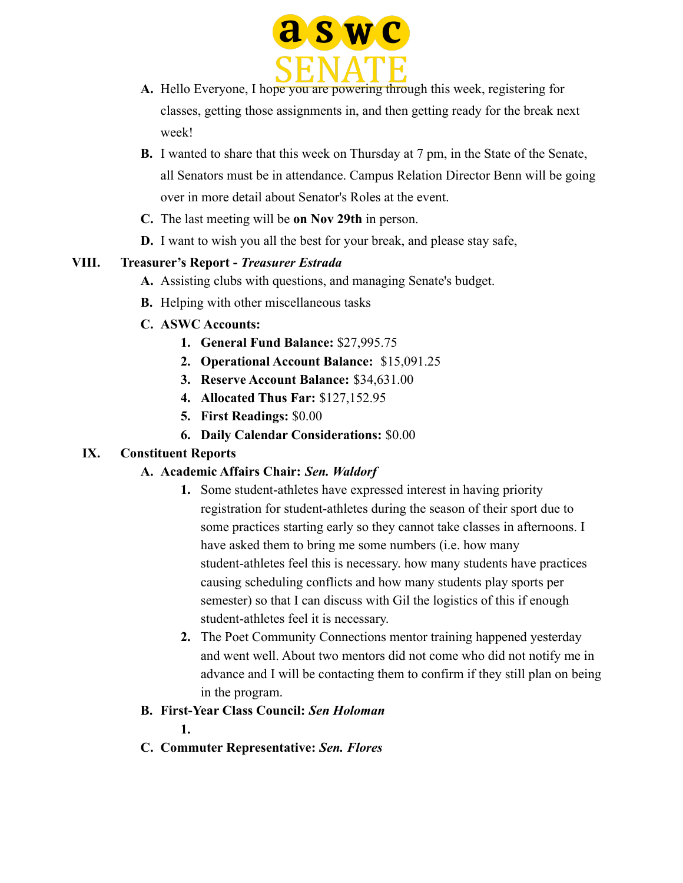A. Hello Everyone, I hope you are powering through this week, registering for classes, getting those assignments in, and then getting ready for the break next week!

B. I wanted to share that this week on Thursday at 7 pm, in the State of the Senate, all Senators must be in attendance. Campus Relation Director Benn will be going over in more detail about Senator's Roles at the event.

C. The last meeting will be **on Nov 29th** in person.

D. I want to wish you all the best for your break, and please stay safe,

**VIII. Treasurer's Report -** ***Treasurer Estrada***

A. Assisting clubs with questions, and managing Senate's budget.

B. Helping with other miscellaneous tasks

C. **ASWC Accounts:**

1. **General Fund Balance:** $27,995.75
2. **Operational Account Balance:** $15,091.25
3. **Reserve Account Balance:** $34,631.00
4. **Allocated Thus Far:** $127,152.95
5. **First Readings:** $0.00
6. **Daily Calendar Considerations:** $0.00

**IX. Constituent Reports**

A. **Academic Affairs Chair:** ***Sen. Waldorf***

1. Some student-athletes have expressed interest in having priority registration for student-athletes during the season of their sport due to some practices starting early so they cannot take classes in afternoons. I have asked them to bring me some numbers (i.e. how many student-athletes feel this is necessary. how many students have practices causing scheduling conflicts and how many students play sports per semester) so that I can discuss with Gil the logistics of this if enough student-athletes feel it is necessary.
2. The Poet Community Connections mentor training happened yesterday and went well. About two mentors did not come who did not notify me in advance and I will be contacting them to confirm if they still plan on being in the program.

B. **First-Year Class Council:** ***Sen Holoman***

1.

C. **Commuter Representative:** ***Sen. Flores***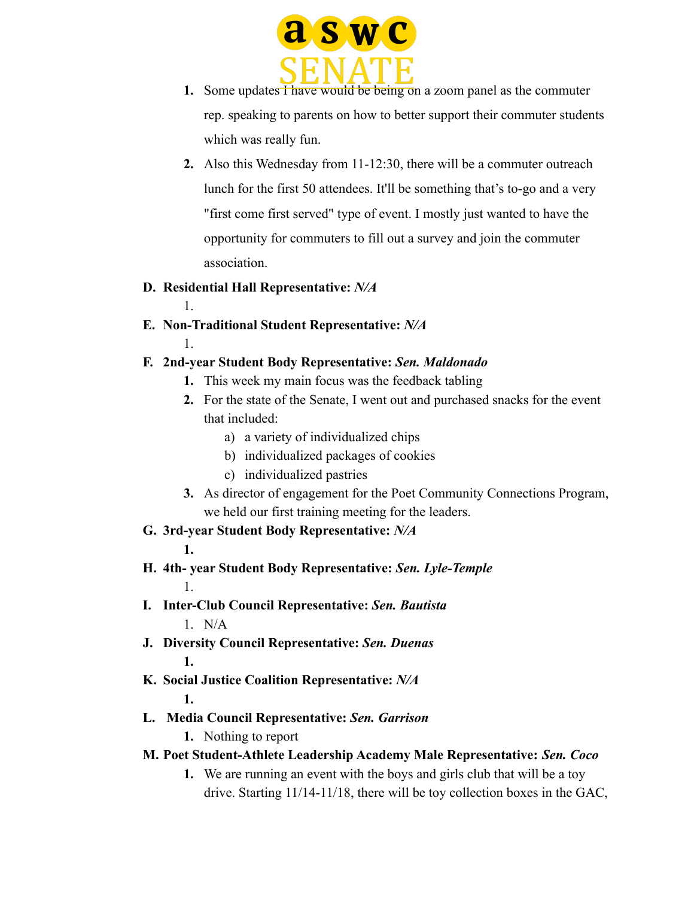1. Some updates I have would be being on a zoom panel as the commuter rep. speaking to parents on how to better support their commuter students which was really fun.
2. Also this Wednesday from 11-12:30, there will be a commuter outreach lunch for the first 50 attendees. It'll be something that's to-go and a very "first come first served" type of event. I mostly just wanted to have the opportunity for commuters to fill out a survey and join the commuter association.

**D. Residential Hall Representative: *N/A***

1.

**E. Non-Traditional Student Representative: *N/A***

1.

**F. 2nd-year Student Body Representative: *Sen. Maldonado***

1. This week my main focus was the feedback tabling
2. For the state of the Senate, I went out and purchased snacks for the event that included:
   a) a variety of individualized chips
   b) individualized packages of cookies
   c) individualized pastries
3. As director of engagement for the Poet Community Connections Program, we held our first training meeting for the leaders.

**G. 3rd-year Student Body Representative: *N/A***

1.

**H. 4th- year Student Body Representative: *Sen. Lyle-Temple***

1.

**I. Inter-Club Council Representative: *Sen. Bautista***

1. N/A

**J. Diversity Council Representative: *Sen. Duenas***

1.

**K. Social Justice Coalition Representative: *N/A***

1.

**L. Media Council Representative: *Sen. Garrison***

1. Nothing to report

**M. Poet Student-Athlete Leadership Academy Male Representative: *Sen. Coco***

1. We are running an event with the boys and girls club that will be a toy drive. Starting 11/14-11/18, there will be toy collection boxes in the GAC,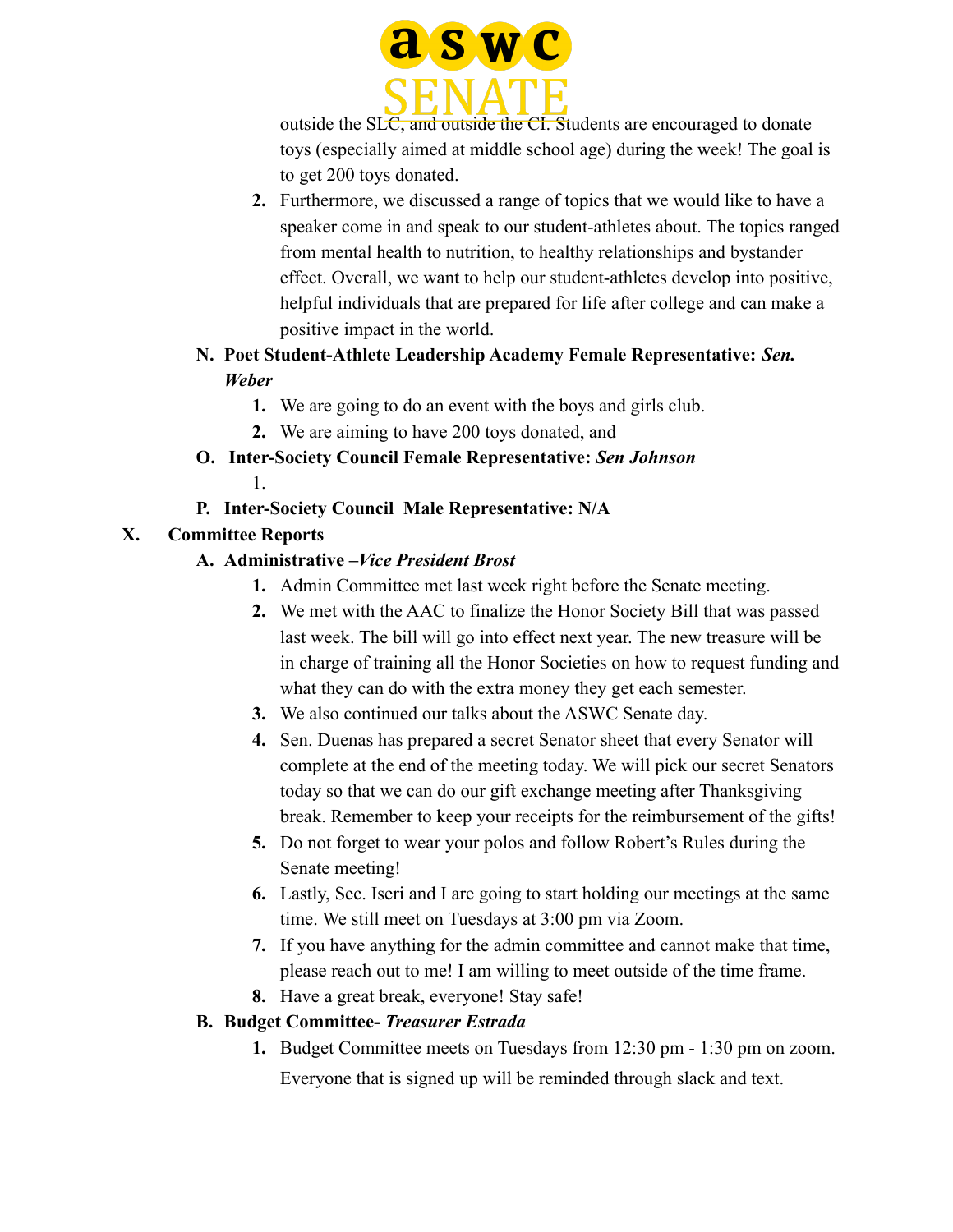outside the SLC, and outside the CI. Students are encouraged to donate toys (especially aimed at middle school age) during the week! The goal is to get 200 toys donated.

2. Furthermore, we discussed a range of topics that we would like to have a speaker come in and speak to our student-athletes about. The topics ranged from mental health to nutrition, to healthy relationships and bystander effect. Overall, we want to help our student-athletes develop into positive, helpful individuals that are prepared for life after college and can make a positive impact in the world.

**N. Poet Student-Athlete Leadership Academy Female Representative:** ***Sen. Weber***

1. We are going to do an event with the boys and girls club.
2. We are aiming to have 200 toys donated, and

**O. Inter-Society Council Female Representative:** ***Sen Johnson***

1.

**P. Inter-Society Council Male Representative: N/A**

## X. Committee Reports

**A. Administrative –*Vice President Brost***

1. Admin Committee met last week right before the Senate meeting.
2. We met with the AAC to finalize the Honor Society Bill that was passed last week. The bill will go into effect next year. The new treasure will be in charge of training all the Honor Societies on how to request funding and what they can do with the extra money they get each semester.
3. We also continued our talks about the ASWC Senate day.
4. Sen. Duenas has prepared a secret Senator sheet that every Senator will complete at the end of the meeting today. We will pick our secret Senators today so that we can do our gift exchange meeting after Thanksgiving break. Remember to keep your receipts for the reimbursement of the gifts!
5. Do not forget to wear your polos and follow Robert's Rules during the Senate meeting!
6. Lastly, Sec. Iseri and I are going to start holding our meetings at the same time. We still meet on Tuesdays at 3:00 pm via Zoom.
7. If you have anything for the admin committee and cannot make that time, please reach out to me! I am willing to meet outside of the time frame.
8. Have a great break, everyone! Stay safe!

**B. Budget Committee-** ***Treasurer Estrada***

1. Budget Committee meets on Tuesdays from 12:30 pm - 1:30 pm on zoom. Everyone that is signed up will be reminded through slack and text.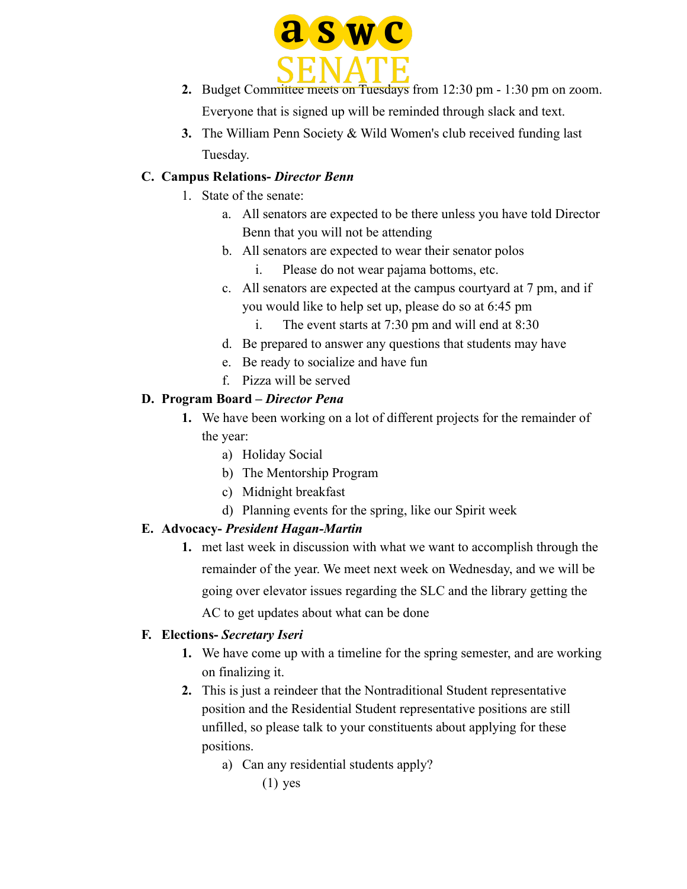2. Budget Committee meets on Tuesdays from 12:30 pm - 1:30 pm on zoom. Everyone that is signed up will be reminded through slack and text.
3. The William Penn Society & Wild Women's club received funding last Tuesday.

**C. Campus Relations- *Director Benn***

1. State of the senate:
   a. All senators are expected to be there unless you have told Director Benn that you will not be attending
   b. All senators are expected to wear their senator polos
      i. Please do not wear pajama bottoms, etc.
   c. All senators are expected at the campus courtyard at 7 pm, and if you would like to help set up, please do so at 6:45 pm
      i. The event starts at 7:30 pm and will end at 8:30
   d. Be prepared to answer any questions that students may have
   e. Be ready to socialize and have fun
   f. Pizza will be served

**D. Program Board – *Director Pena***

1. We have been working on a lot of different projects for the remainder of the year:
   a) Holiday Social
   b) The Mentorship Program
   c) Midnight breakfast
   d) Planning events for the spring, like our Spirit week

**E. Advocacy- *President Hagan-Martin***

1. met last week in discussion with what we want to accomplish through the remainder of the year. We meet next week on Wednesday, and we will be going over elevator issues regarding the SLC and the library getting the AC to get updates about what can be done

**F. Elections- *Secretary Iseri***

1. We have come up with a timeline for the spring semester, and are working on finalizing it.
2. This is just a reindeer that the Nontraditional Student representative position and the Residential Student representative positions are still unfilled, so please talk to your constituents about applying for these positions.
   a) Can any residential students apply?
      (1) yes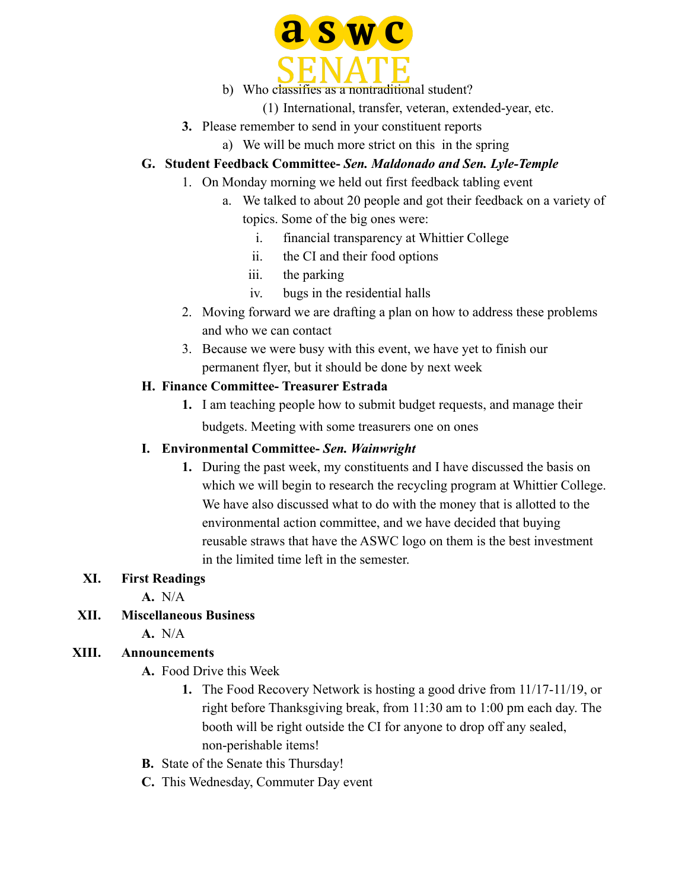b) Who classifies as a nontraditional student?

(1) International, transfer, veteran, extended-year, etc.

**3.** Please remember to send in your constituent reports

a) We will be much more strict on this in the spring

**G. Student Feedback Committee- *Sen. Maldonado and Sen. Lyle-Temple***

1. On Monday morning we held out first feedback tabling event
   a. We talked to about 20 people and got their feedback on a variety of topics. Some of the big ones were:
      i. financial transparency at Whittier College
      ii. the CI and their food options
      iii. the parking
      iv. bugs in the residential halls
2. Moving forward we are drafting a plan on how to address these problems and who we can contact
3. Because we were busy with this event, we have yet to finish our permanent flyer, but it should be done by next week

**H. Finance Committee- Treasurer Estrada**

**1.** I am teaching people how to submit budget requests, and manage their budgets. Meeting with some treasurers one on ones

**I. Environmental Committee- *Sen. Wainwright***

**1.** During the past week, my constituents and I have discussed the basis on which we will begin to research the recycling program at Whittier College. We have also discussed what to do with the money that is allotted to the environmental action committee, and we have decided that buying reusable straws that have the ASWC logo on them is the best investment in the limited time left in the semester.

**XI. First Readings**

**A.** N/A

**XII. Miscellaneous Business**

**A.** N/A

**XIII. Announcements**

**A.** Food Drive this Week

**1.** The Food Recovery Network is hosting a good drive from 11/17-11/19, or right before Thanksgiving break, from 11:30 am to 1:00 pm each day. The booth will be right outside the CI for anyone to drop off any sealed, non-perishable items!

**B.** State of the Senate this Thursday!

**C.** This Wednesday, Commuter Day event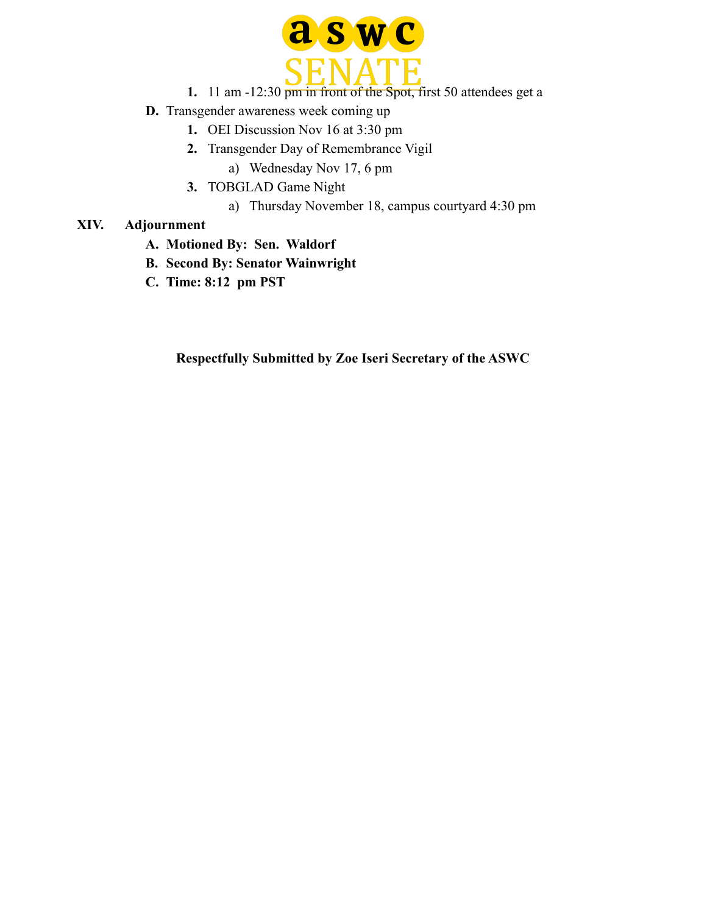1. 11 am -12:30 pm in front of the Spot, first 50 attendees get a

D. Transgender awareness week coming up
   1. OEI Discussion Nov 16 at 3:30 pm
   2. Transgender Day of Remembrance Vigil
      a) Wednesday Nov 17, 6 pm
   3. TOBGLAD Game Night
      a) Thursday November 18, campus courtyard 4:30 pm

## XIV. Adjournment

**A. Motioned By: Sen. Waldorf**

**B. Second By: Senator Wainwright**

**C. Time: 8:12 pm PST**

**Respectfully Submitted by Zoe Iseri Secretary of the ASWC**